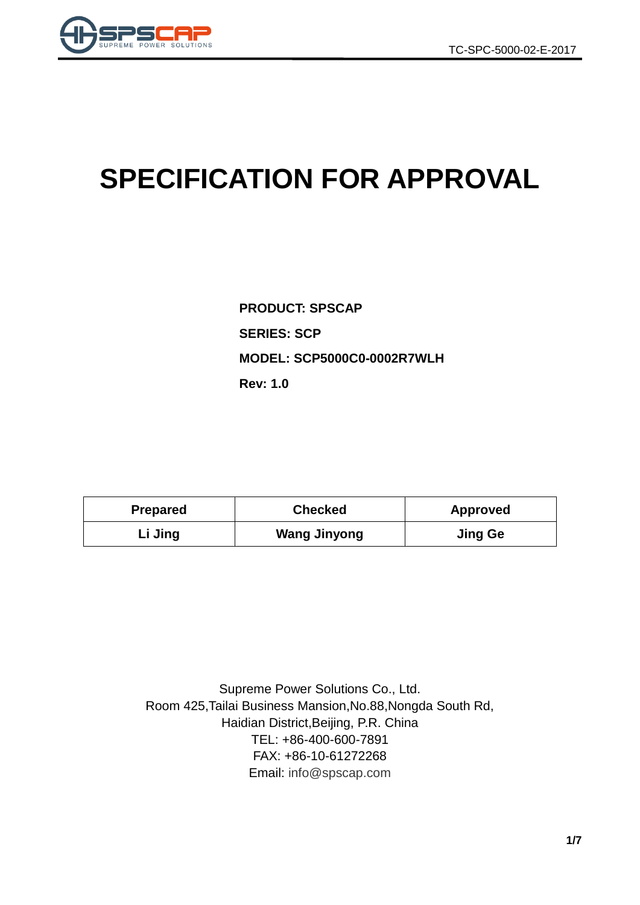# SPECIFICATION FOR APPROVAL

**PRODUCT: SPSCAP**

**SERIES: SCP**

**MODEL: SCP5000C0-0002R7WLH**

**Rev: 1.0**

| Prepared | Checked | Approved |
|---|---|---|
| Li Jing | Wang Jinyong | Jing Ge |

Supreme Power Solutions Co., Ltd.
Room 425,Tailai Business Mansion,No.88,Nongda South Rd,
Haidian District,Beijing, P.R. China
TEL: +86-400-600-7891
FAX: +86-10-61272268
Email: info@spscap.com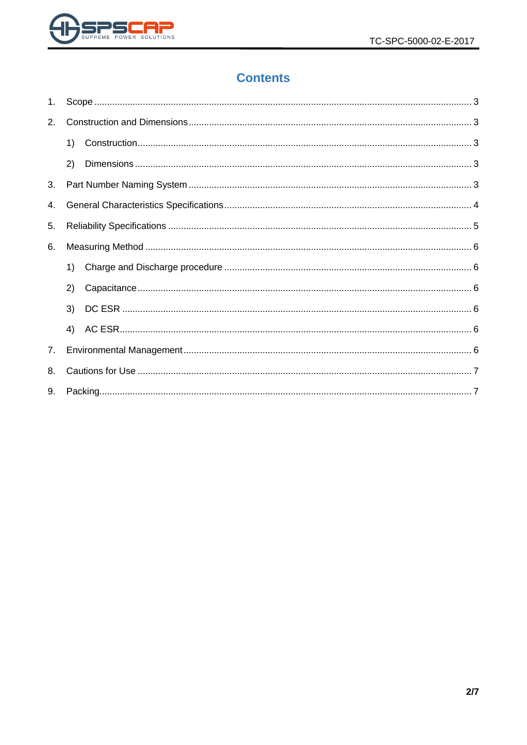# Contents

1. Scope ........ 3
2. Construction and Dimensions ........ 3
   1) Construction ........ 3
   2) Dimensions ........ 3
3. Part Number Naming System ........ 3
4. General Characteristics Specifications ........ 4
5. Reliability Specifications ........ 5
6. Measuring Method ........ 6
   1) Charge and Discharge procedure ........ 6
   2) Capacitance ........ 6
   3) DC ESR ........ 6
   4) AC ESR ........ 6
7. Environmental Management ........ 6
8. Cautions for Use ........ 7
9. Packing ........ 7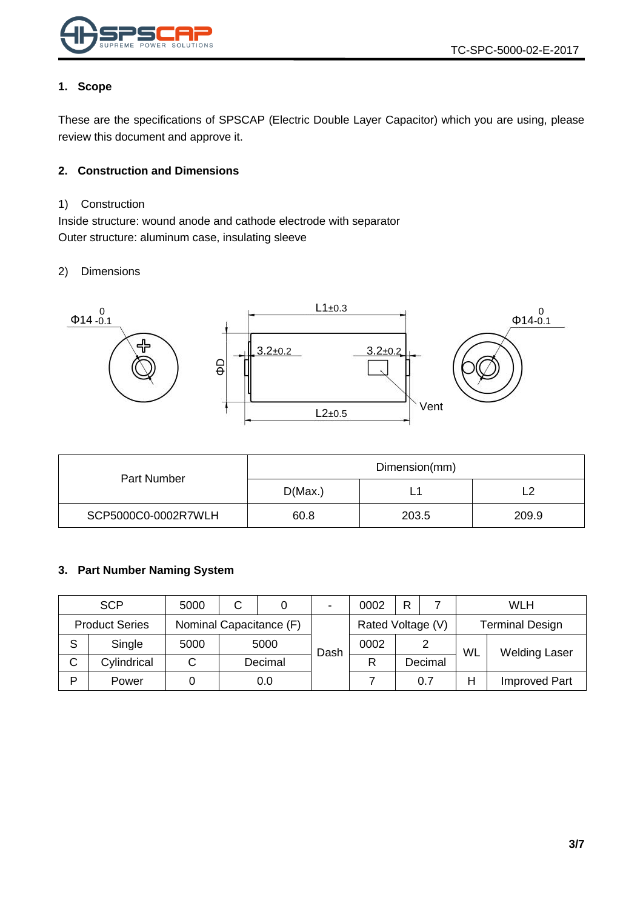## 1. Scope

These are the specifications of SPSCAP (Electric Double Layer Capacitor) which you are using, please review this document and approve it.

## 2. Construction and Dimensions

1) Construction

Inside structure: wound anode and cathode electrode with separator

Outer structure: aluminum case, insulating sleeve

2) Dimensions

Φ14 $^{0}_{-0.1}$ &nbsp; L1±0.3 &nbsp; Φ14 $^{0}_{-0.1}$

ΦD &nbsp; 3.2±0.2 &nbsp; 3.2±0.2 &nbsp; Vent

L2±0.5

| Part Number | Dimension(mm) | | |
|---|---|---|---|
| | D(Max.) | L1 | L2 |
| SCP5000C0-0002R7WLH | 60.8 | 203.5 | 209.9 |

## 3. Part Number Naming System

| SCP | | 5000 | C | 0 | - | 0002 | R | 7 | WLH | |
|---|---|---|---|---|---|---|---|---|---|---|
| Product Series | | Nominal Capacitance (F) | | | Dash | Rated Voltage (V) | | | Terminal Design | |
| S | Single | 5000 | 5000 | | | 0002 | 2 | | WL | Welding Laser |
| C | Cylindrical | C | Decimal | | | R | Decimal | | | |
| P | Power | 0 | 0.0 | | | 7 | 0.7 | | H | Improved Part |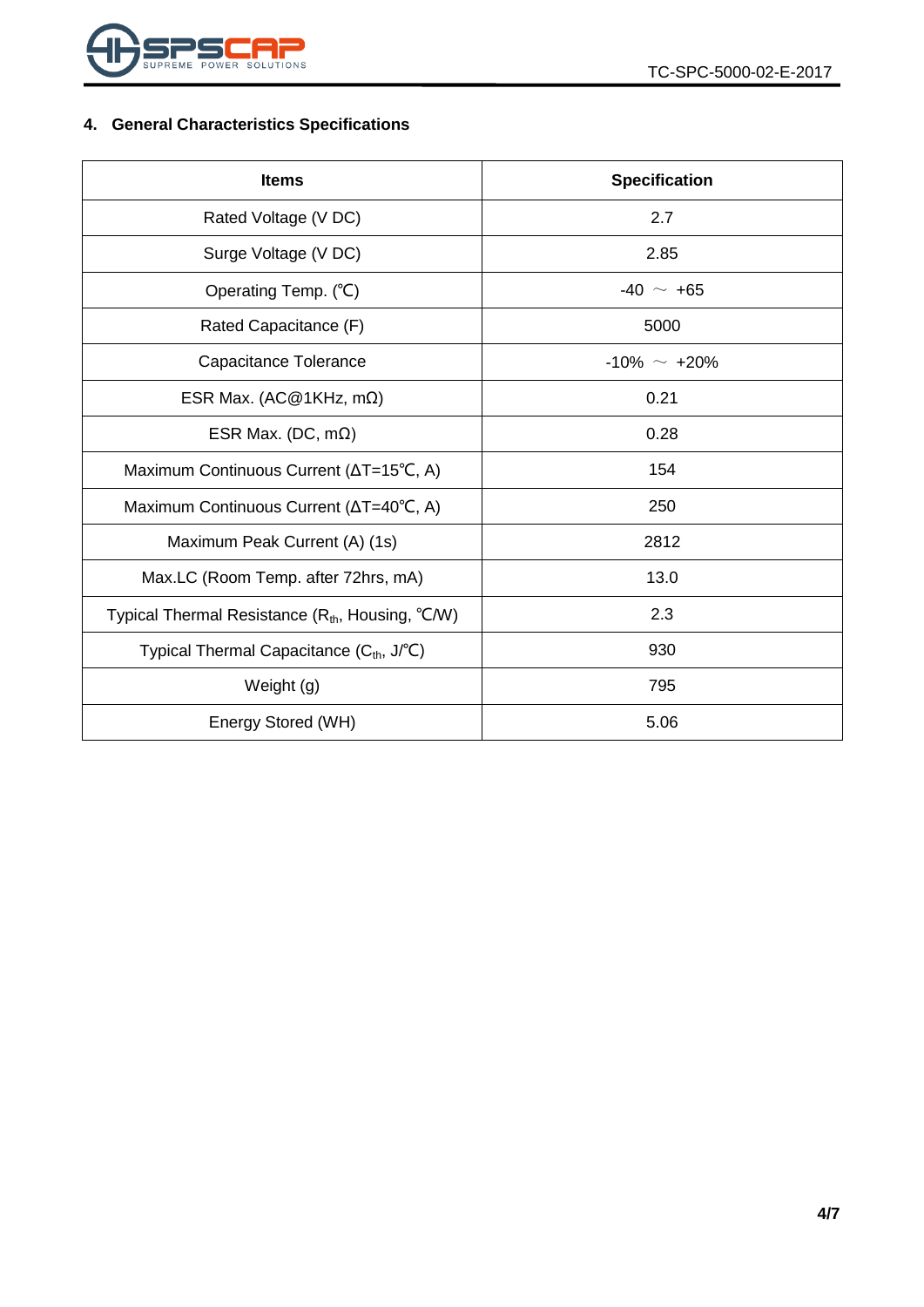## 4. General Characteristics Specifications

| Items | Specification |
|---|---|
| Rated Voltage (V DC) | 2.7 |
| Surge Voltage (V DC) | 2.85 |
| Operating Temp. (℃) | -40 ～ +65 |
| Rated Capacitance (F) | 5000 |
| Capacitance Tolerance | -10% ～ +20% |
| ESR Max. (AC@1KHz, mΩ) | 0.21 |
| ESR Max. (DC, mΩ) | 0.28 |
| Maximum Continuous Current (ΔT=15℃, A) | 154 |
| Maximum Continuous Current (ΔT=40℃, A) | 250 |
| Maximum Peak Current (A) (1s) | 2812 |
| Max.LC (Room Temp. after 72hrs, mA) | 13.0 |
| Typical Thermal Resistance ($R_{th}$, Housing, ℃/W) | 2.3 |
| Typical Thermal Capacitance ($C_{th}$, J/℃) | 930 |
| Weight (g) | 795 |
| Energy Stored (WH) | 5.06 |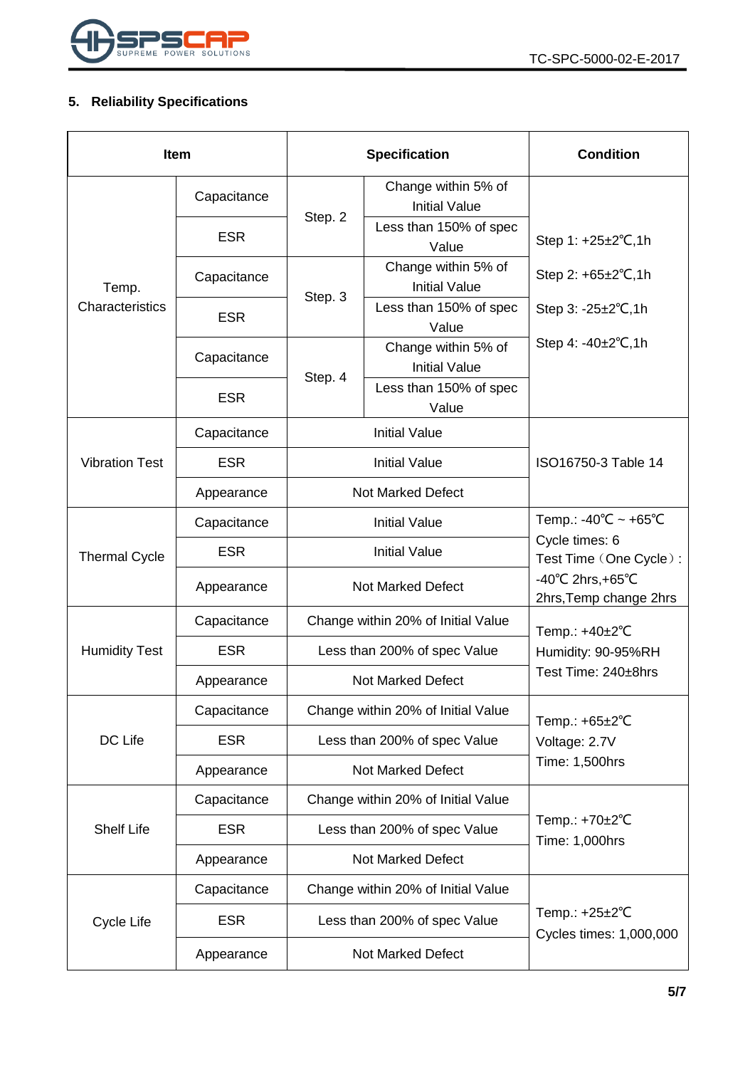## 5. Reliability Specifications

| Item | | Specification | | Condition |
|---|---|---|---|---|
| Temp. Characteristics | Capacitance | Step. 2 | Change within 5% of Initial Value | Step 1: +25±2℃,1h<br>Step 2: +65±2℃,1h<br>Step 3: -25±2℃,1h<br>Step 4: -40±2℃,1h |
| | ESR | | Less than 150% of spec Value | |
| | Capacitance | Step. 3 | Change within 5% of Initial Value | |
| | ESR | | Less than 150% of spec Value | |
| | Capacitance | Step. 4 | Change within 5% of Initial Value | |
| | ESR | | Less than 150% of spec Value | |
| Vibration Test | Capacitance | Initial Value | | ISO16750-3 Table 14 |
| | ESR | Initial Value | | |
| | Appearance | Not Marked Defect | | |
| Thermal Cycle | Capacitance | Initial Value | | Temp.: -40℃ ~ +65℃<br>Cycle times: 6<br>Test Time（One Cycle）:<br>-40℃ 2hrs,+65℃ 2hrs,Temp change 2hrs |
| | ESR | Initial Value | | |
| | Appearance | Not Marked Defect | | |
| Humidity Test | Capacitance | Change within 20% of Initial Value | | Temp.: +40±2℃<br>Humidity: 90-95%RH<br>Test Time: 240±8hrs |
| | ESR | Less than 200% of spec Value | | |
| | Appearance | Not Marked Defect | | |
| DC Life | Capacitance | Change within 20% of Initial Value | | Temp.: +65±2℃<br>Voltage: 2.7V<br>Time: 1,500hrs |
| | ESR | Less than 200% of spec Value | | |
| | Appearance | Not Marked Defect | | |
| Shelf Life | Capacitance | Change within 20% of Initial Value | | Temp.: +70±2℃<br>Time: 1,000hrs |
| | ESR | Less than 200% of spec Value | | |
| | Appearance | Not Marked Defect | | |
| Cycle Life | Capacitance | Change within 20% of Initial Value | | Temp.: +25±2℃<br>Cycles times: 1,000,000 |
| | ESR | Less than 200% of spec Value | | |
| | Appearance | Not Marked Defect | | |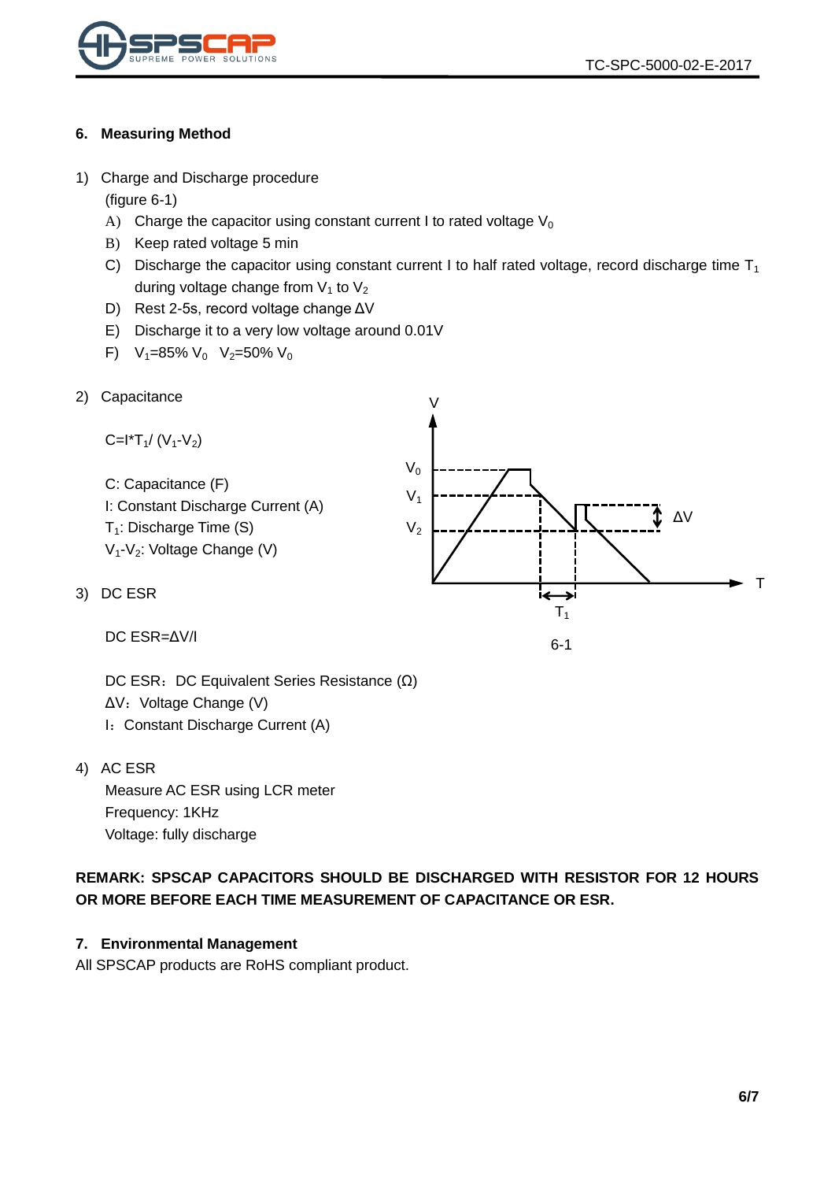## 6. Measuring Method

1) Charge and Discharge procedure
   (figure 6-1)
   A) Charge the capacitor using constant current I to rated voltage $V_0$
   B) Keep rated voltage 5 min
   C) Discharge the capacitor using constant current I to half rated voltage, record discharge time $T_1$ during voltage change from $V_1$ to $V_2$
   D) Rest 2-5s, record voltage change $\Delta V$
   E) Discharge it to a very low voltage around 0.01V
   F) $V_1$=85% $V_0$  $V_2$=50% $V_0$

2) Capacitance

   $C = I * T_1 / (V_1 - V_2)$

   C: Capacitance (F)
   I: Constant Discharge Current (A)
   $T_1$: Discharge Time (S)
   $V_1$-$V_2$: Voltage Change (V)

6-1

3) DC ESR

   DC ESR=$\Delta V$/I

   DC ESR：DC Equivalent Series Resistance (Ω)
   $\Delta V$：Voltage Change (V)
   I：Constant Discharge Current (A)

4) AC ESR
   Measure AC ESR using LCR meter
   Frequency: 1KHz
   Voltage: fully discharge

**REMARK: SPSCAP CAPACITORS SHOULD BE DISCHARGED WITH RESISTOR FOR 12 HOURS OR MORE BEFORE EACH TIME MEASUREMENT OF CAPACITANCE OR ESR.**

## 7. Environmental Management

All SPSCAP products are RoHS compliant product.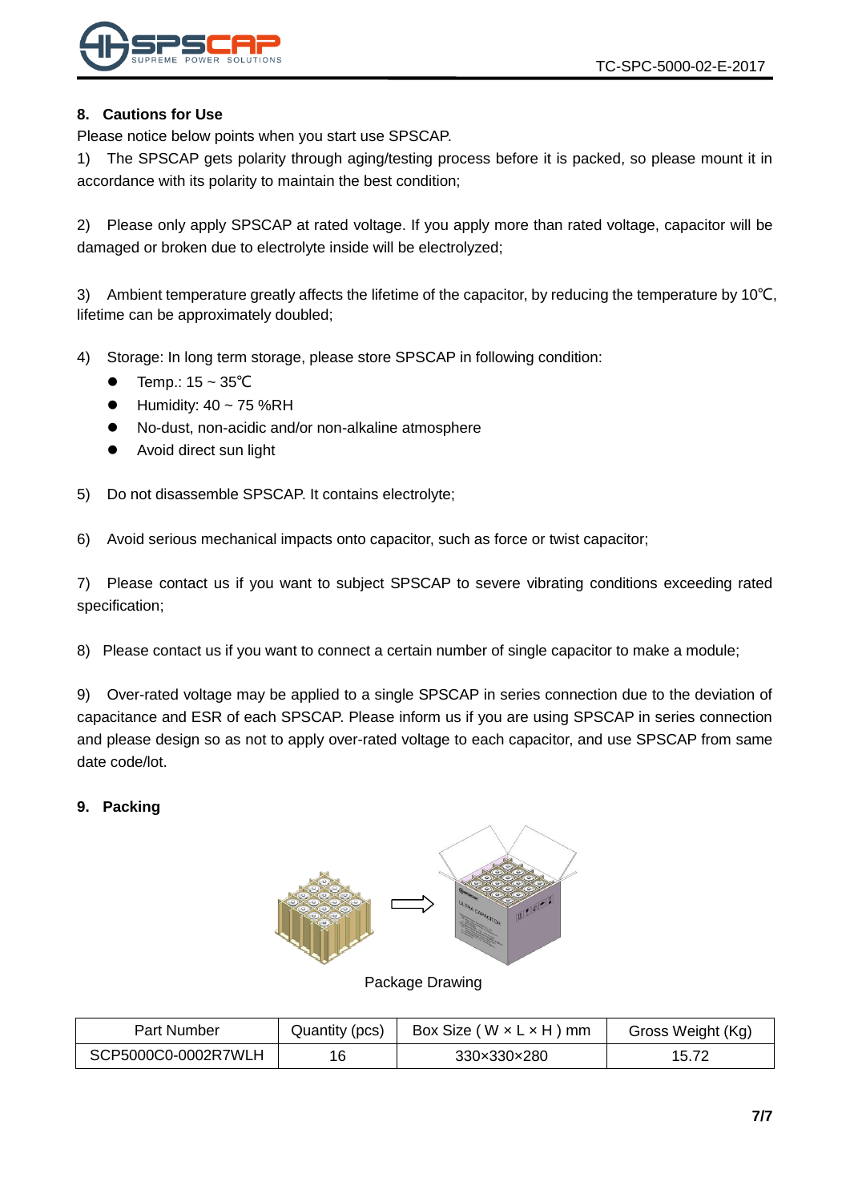## 8. Cautions for Use

Please notice below points when you start use SPSCAP.

1) The SPSCAP gets polarity through aging/testing process before it is packed, so please mount it in accordance with its polarity to maintain the best condition;

2) Please only apply SPSCAP at rated voltage. If you apply more than rated voltage, capacitor will be damaged or broken due to electrolyte inside will be electrolyzed;

3) Ambient temperature greatly affects the lifetime of the capacitor, by reducing the temperature by 10℃, lifetime can be approximately doubled;

4) Storage: In long term storage, please store SPSCAP in following condition:

- Temp.: 15 ~ 35℃
- Humidity: 40 ~ 75 %RH
- No-dust, non-acidic and/or non-alkaline atmosphere
- Avoid direct sun light

5) Do not disassemble SPSCAP. It contains electrolyte;

6) Avoid serious mechanical impacts onto capacitor, such as force or twist capacitor;

7) Please contact us if you want to subject SPSCAP to severe vibrating conditions exceeding rated specification;

8) Please contact us if you want to connect a certain number of single capacitor to make a module;

9) Over-rated voltage may be applied to a single SPSCAP in series connection due to the deviation of capacitance and ESR of each SPSCAP. Please inform us if you are using SPSCAP in series connection and please design so as not to apply over-rated voltage to each capacitor, and use SPSCAP from same date code/lot.

## 9. Packing

Package Drawing

| Part Number | Quantity (pcs) | Box Size ( W × L × H ) mm | Gross Weight (Kg) |
|---|---|---|---|
| SCP5000C0-0002R7WLH | 16 | 330×330×280 | 15.72 |